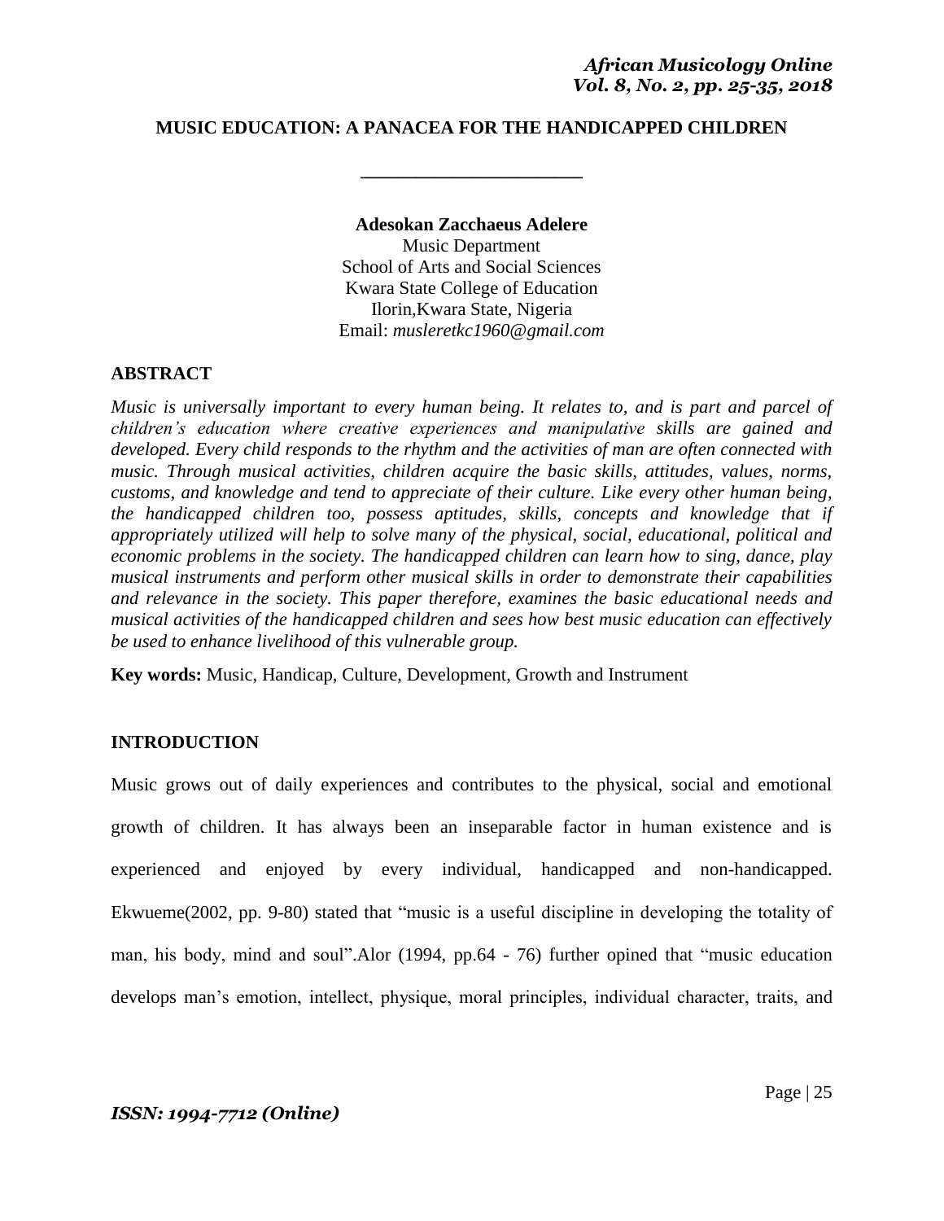# MUSIC EDUCATION: A PANACEA FOR THE HANDICAPPED CHILDREN

**Adesokan Zacchaeus Adelere**
Music Department
School of Arts and Social Sciences
Kwara State College of Education
Ilorin,Kwara State, Nigeria
Email: *musleretkc1960@gmail.com*

## ABSTRACT

*Music is universally important to every human being. It relates to, and is part and parcel of children's education where creative experiences and manipulative skills are gained and developed. Every child responds to the rhythm and the activities of man are often connected with music. Through musical activities, children acquire the basic skills, attitudes, values, norms, customs, and knowledge and tend to appreciate of their culture. Like every other human being, the handicapped children too, possess aptitudes, skills, concepts and knowledge that if appropriately utilized will help to solve many of the physical, social, educational, political and economic problems in the society. The handicapped children can learn how to sing, dance, play musical instruments and perform other musical skills in order to demonstrate their capabilities and relevance in the society. This paper therefore, examines the basic educational needs and musical activities of the handicapped children and sees how best music education can effectively be used to enhance livelihood of this vulnerable group.*

**Key words:** Music, Handicap, Culture, Development, Growth and Instrument

## INTRODUCTION

Music grows out of daily experiences and contributes to the physical, social and emotional growth of children. It has always been an inseparable factor in human existence and is experienced and enjoyed by every individual, handicapped and non-handicapped. Ekwueme(2002, pp. 9-80) stated that "music is a useful discipline in developing the totality of man, his body, mind and soul".Alor (1994, pp.64 - 76) further opined that "music education develops man's emotion, intellect, physique, moral principles, individual character, traits, and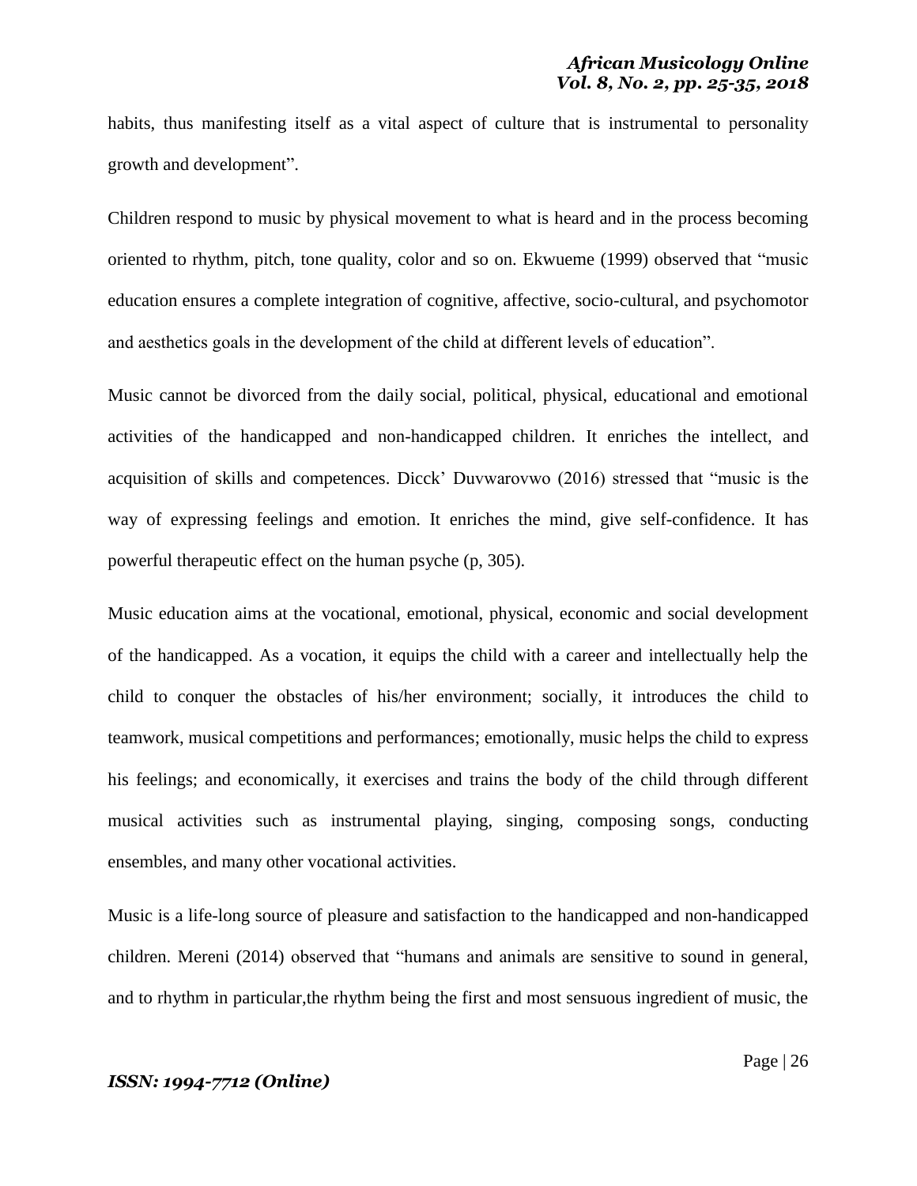habits, thus manifesting itself as a vital aspect of culture that is instrumental to personality growth and development".

Children respond to music by physical movement to what is heard and in the process becoming oriented to rhythm, pitch, tone quality, color and so on. Ekwueme (1999) observed that "music education ensures a complete integration of cognitive, affective, socio-cultural, and psychomotor and aesthetics goals in the development of the child at different levels of education".

Music cannot be divorced from the daily social, political, physical, educational and emotional activities of the handicapped and non-handicapped children. It enriches the intellect, and acquisition of skills and competences. Dicck' Duvwarovwo (2016) stressed that "music is the way of expressing feelings and emotion. It enriches the mind, give self-confidence. It has powerful therapeutic effect on the human psyche (p, 305).

Music education aims at the vocational, emotional, physical, economic and social development of the handicapped. As a vocation, it equips the child with a career and intellectually help the child to conquer the obstacles of his/her environment; socially, it introduces the child to teamwork, musical competitions and performances; emotionally, music helps the child to express his feelings; and economically, it exercises and trains the body of the child through different musical activities such as instrumental playing, singing, composing songs, conducting ensembles, and many other vocational activities.

Music is a life-long source of pleasure and satisfaction to the handicapped and non-handicapped children. Mereni (2014) observed that "humans and animals are sensitive to sound in general, and to rhythm in particular,the rhythm being the first and most sensuous ingredient of music, the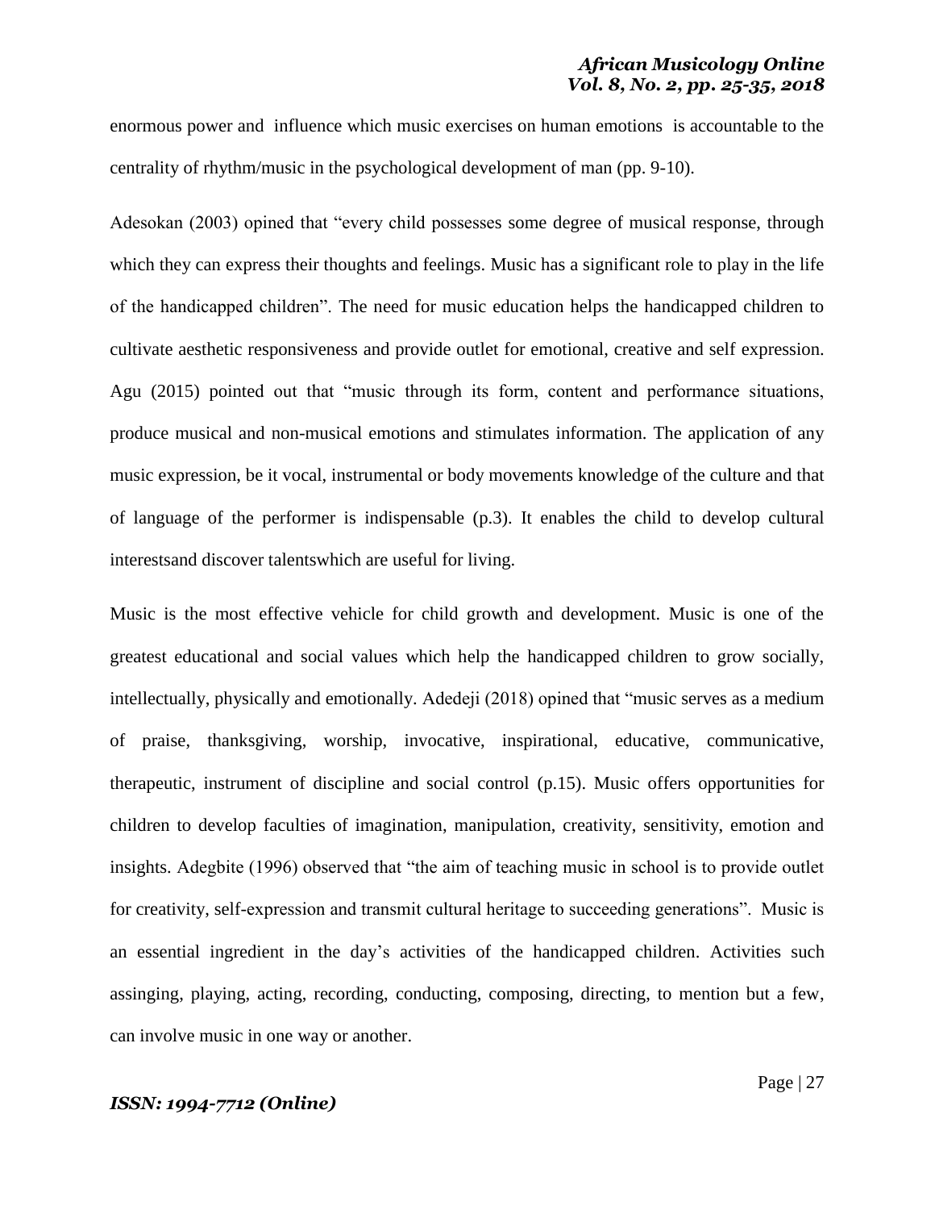enormous power and influence which music exercises on human emotions is accountable to the centrality of rhythm/music in the psychological development of man (pp. 9-10).

Adesokan (2003) opined that "every child possesses some degree of musical response, through which they can express their thoughts and feelings. Music has a significant role to play in the life of the handicapped children". The need for music education helps the handicapped children to cultivate aesthetic responsiveness and provide outlet for emotional, creative and self expression. Agu (2015) pointed out that "music through its form, content and performance situations, produce musical and non-musical emotions and stimulates information. The application of any music expression, be it vocal, instrumental or body movements knowledge of the culture and that of language of the performer is indispensable (p.3). It enables the child to develop cultural interestsand discover talentswhich are useful for living.

Music is the most effective vehicle for child growth and development. Music is one of the greatest educational and social values which help the handicapped children to grow socially, intellectually, physically and emotionally. Adedeji (2018) opined that "music serves as a medium of praise, thanksgiving, worship, invocative, inspirational, educative, communicative, therapeutic, instrument of discipline and social control (p.15). Music offers opportunities for children to develop faculties of imagination, manipulation, creativity, sensitivity, emotion and insights. Adegbite (1996) observed that "the aim of teaching music in school is to provide outlet for creativity, self-expression and transmit cultural heritage to succeeding generations". Music is an essential ingredient in the day's activities of the handicapped children. Activities such assinging, playing, acting, recording, conducting, composing, directing, to mention but a few, can involve music in one way or another.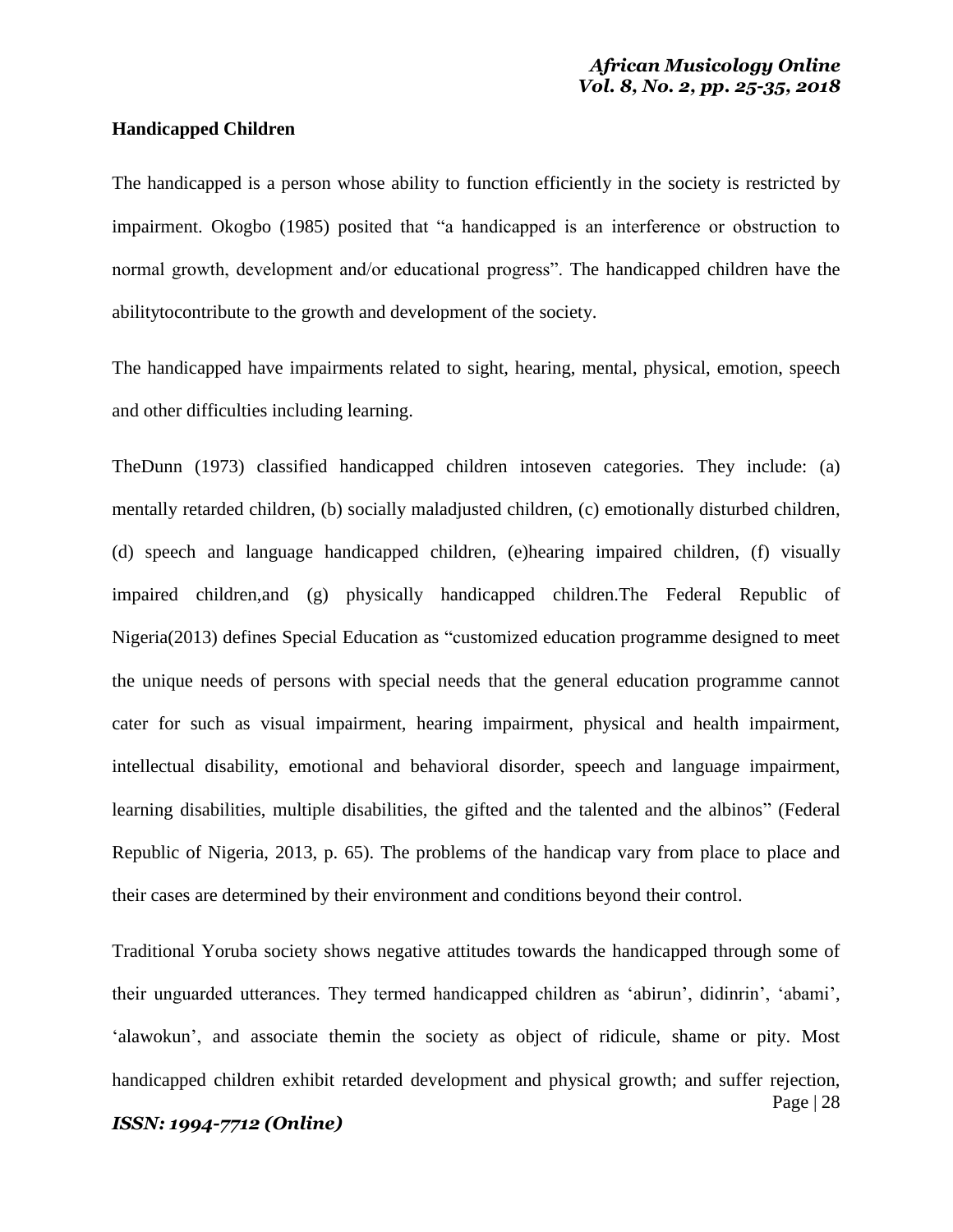**Handicapped Children**

The handicapped is a person whose ability to function efficiently in the society is restricted by impairment. Okogbo (1985) posited that "a handicapped is an interference or obstruction to normal growth, development and/or educational progress". The handicapped children have the abilitytocontribute to the growth and development of the society.

The handicapped have impairments related to sight, hearing, mental, physical, emotion, speech and other difficulties including learning.

TheDunn (1973) classified handicapped children intoseven categories. They include: (a) mentally retarded children, (b) socially maladjusted children, (c) emotionally disturbed children, (d) speech and language handicapped children, (e)hearing impaired children, (f) visually impaired children,and (g) physically handicapped children.The Federal Republic of Nigeria(2013) defines Special Education as "customized education programme designed to meet the unique needs of persons with special needs that the general education programme cannot cater for such as visual impairment, hearing impairment, physical and health impairment, intellectual disability, emotional and behavioral disorder, speech and language impairment, learning disabilities, multiple disabilities, the gifted and the talented and the albinos" (Federal Republic of Nigeria, 2013, p. 65). The problems of the handicap vary from place to place and their cases are determined by their environment and conditions beyond their control.

Traditional Yoruba society shows negative attitudes towards the handicapped through some of their unguarded utterances. They termed handicapped children as 'abirun', didinrin', 'abami', 'alawokun', and associate themin the society as object of ridicule, shame or pity. Most handicapped children exhibit retarded development and physical growth; and suffer rejection,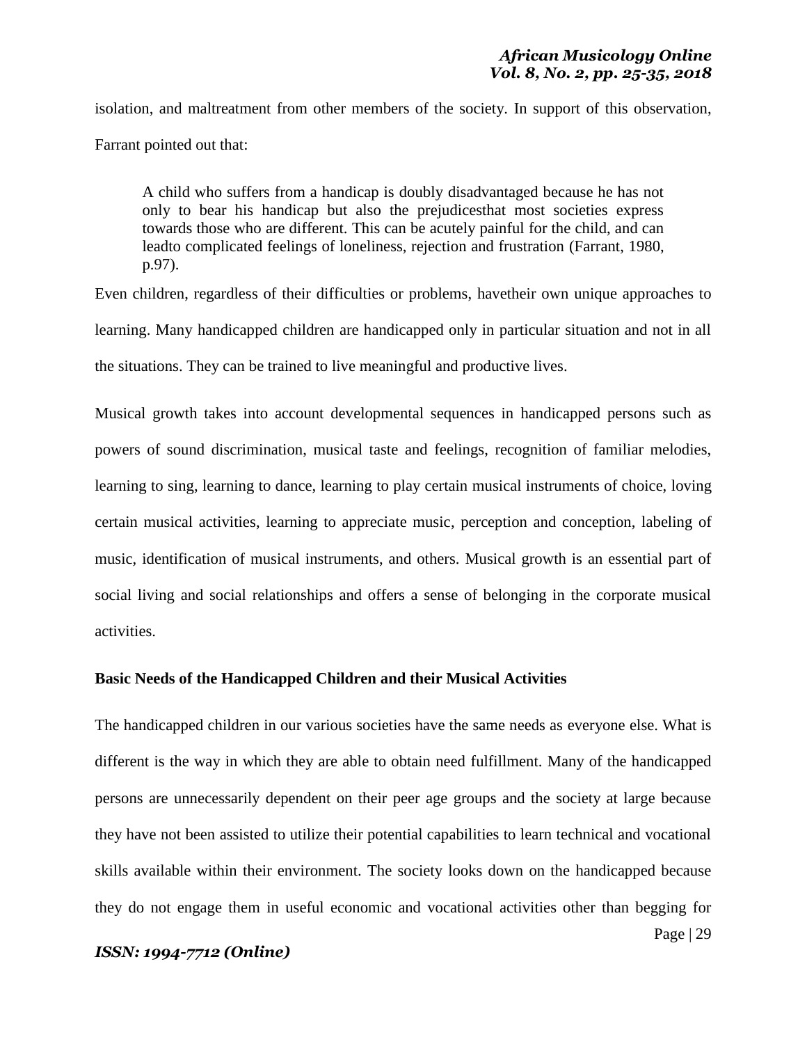isolation, and maltreatment from other members of the society. In support of this observation, Farrant pointed out that:

> A child who suffers from a handicap is doubly disadvantaged because he has not only to bear his handicap but also the prejudicesthat most societies express towards those who are different. This can be acutely painful for the child, and can leadto complicated feelings of loneliness, rejection and frustration (Farrant, 1980, p.97).

Even children, regardless of their difficulties or problems, havetheir own unique approaches to learning. Many handicapped children are handicapped only in particular situation and not in all the situations. They can be trained to live meaningful and productive lives.

Musical growth takes into account developmental sequences in handicapped persons such as powers of sound discrimination, musical taste and feelings, recognition of familiar melodies, learning to sing, learning to dance, learning to play certain musical instruments of choice, loving certain musical activities, learning to appreciate music, perception and conception, labeling of music, identification of musical instruments, and others. Musical growth is an essential part of social living and social relationships and offers a sense of belonging in the corporate musical activities.

**Basic Needs of the Handicapped Children and their Musical Activities**

The handicapped children in our various societies have the same needs as everyone else. What is different is the way in which they are able to obtain need fulfillment. Many of the handicapped persons are unnecessarily dependent on their peer age groups and the society at large because they have not been assisted to utilize their potential capabilities to learn technical and vocational skills available within their environment. The society looks down on the handicapped because they do not engage them in useful economic and vocational activities other than begging for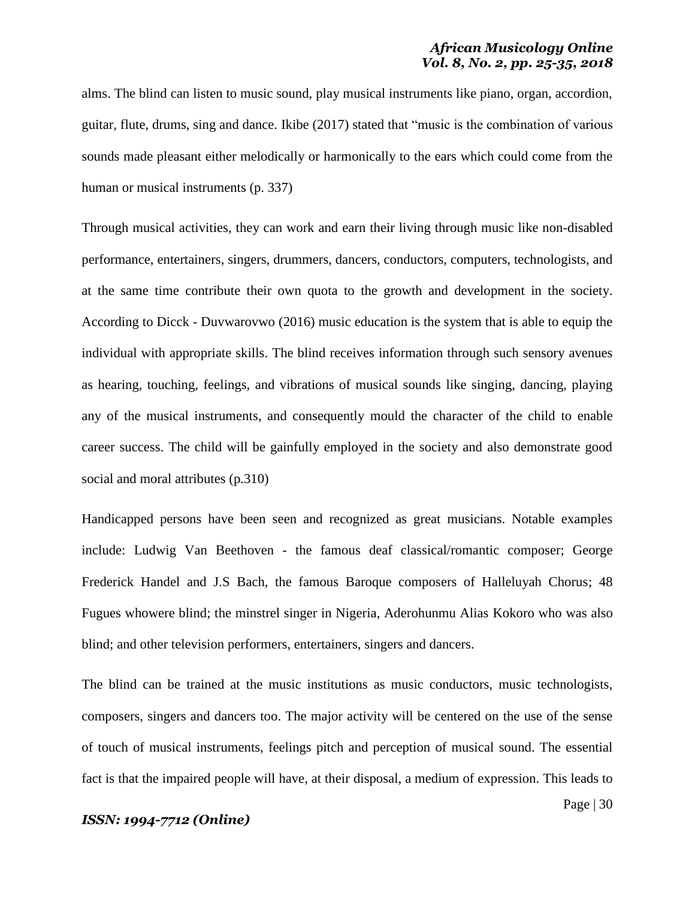alms. The blind can listen to music sound, play musical instruments like piano, organ, accordion, guitar, flute, drums, sing and dance. Ikibe (2017) stated that "music is the combination of various sounds made pleasant either melodically or harmonically to the ears which could come from the human or musical instruments (p. 337)

Through musical activities, they can work and earn their living through music like non-disabled performance, entertainers, singers, drummers, dancers, conductors, computers, technologists, and at the same time contribute their own quota to the growth and development in the society. According to Dicck - Duvwarovwo (2016) music education is the system that is able to equip the individual with appropriate skills. The blind receives information through such sensory avenues as hearing, touching, feelings, and vibrations of musical sounds like singing, dancing, playing any of the musical instruments, and consequently mould the character of the child to enable career success. The child will be gainfully employed in the society and also demonstrate good social and moral attributes (p.310)

Handicapped persons have been seen and recognized as great musicians. Notable examples include: Ludwig Van Beethoven - the famous deaf classical/romantic composer; George Frederick Handel and J.S Bach, the famous Baroque composers of Halleluyah Chorus; 48 Fugues whowere blind; the minstrel singer in Nigeria, Aderohunmu Alias Kokoro who was also blind; and other television performers, entertainers, singers and dancers.

The blind can be trained at the music institutions as music conductors, music technologists, composers, singers and dancers too. The major activity will be centered on the use of the sense of touch of musical instruments, feelings pitch and perception of musical sound. The essential fact is that the impaired people will have, at their disposal, a medium of expression. This leads to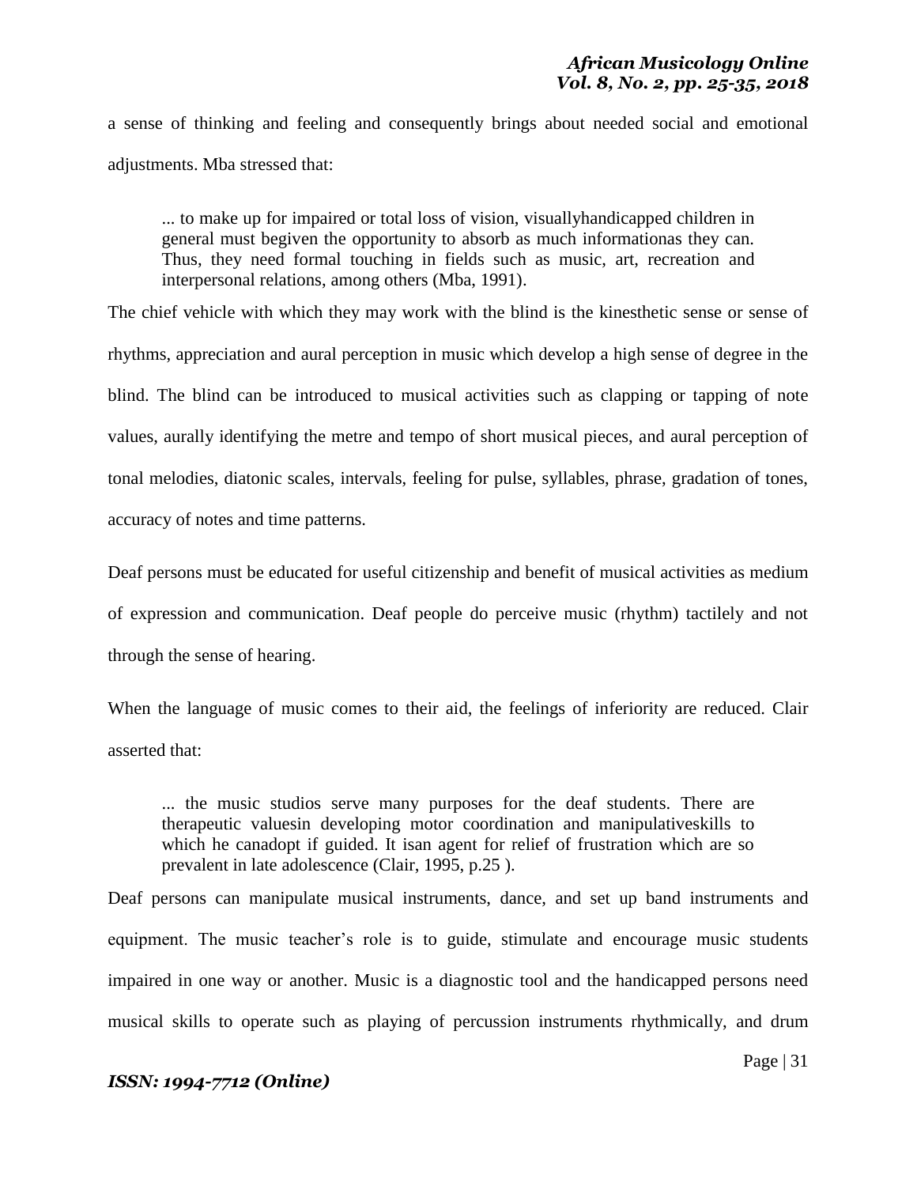a sense of thinking and feeling and consequently brings about needed social and emotional adjustments. Mba stressed that:

> ... to make up for impaired or total loss of vision, visuallyhandicapped children in general must begiven the opportunity to absorb as much informationas they can. Thus, they need formal touching in fields such as music, art, recreation and interpersonal relations, among others (Mba, 1991).

The chief vehicle with which they may work with the blind is the kinesthetic sense or sense of rhythms, appreciation and aural perception in music which develop a high sense of degree in the blind. The blind can be introduced to musical activities such as clapping or tapping of note values, aurally identifying the metre and tempo of short musical pieces, and aural perception of tonal melodies, diatonic scales, intervals, feeling for pulse, syllables, phrase, gradation of tones, accuracy of notes and time patterns.

Deaf persons must be educated for useful citizenship and benefit of musical activities as medium of expression and communication. Deaf people do perceive music (rhythm) tactilely and not through the sense of hearing.

When the language of music comes to their aid, the feelings of inferiority are reduced. Clair asserted that:

> ... the music studios serve many purposes for the deaf students. There are therapeutic valuesin developing motor coordination and manipulativeskills to which he canadopt if guided. It isan agent for relief of frustration which are so prevalent in late adolescence (Clair, 1995, p.25 ).

Deaf persons can manipulate musical instruments, dance, and set up band instruments and equipment. The music teacher's role is to guide, stimulate and encourage music students impaired in one way or another. Music is a diagnostic tool and the handicapped persons need musical skills to operate such as playing of percussion instruments rhythmically, and drum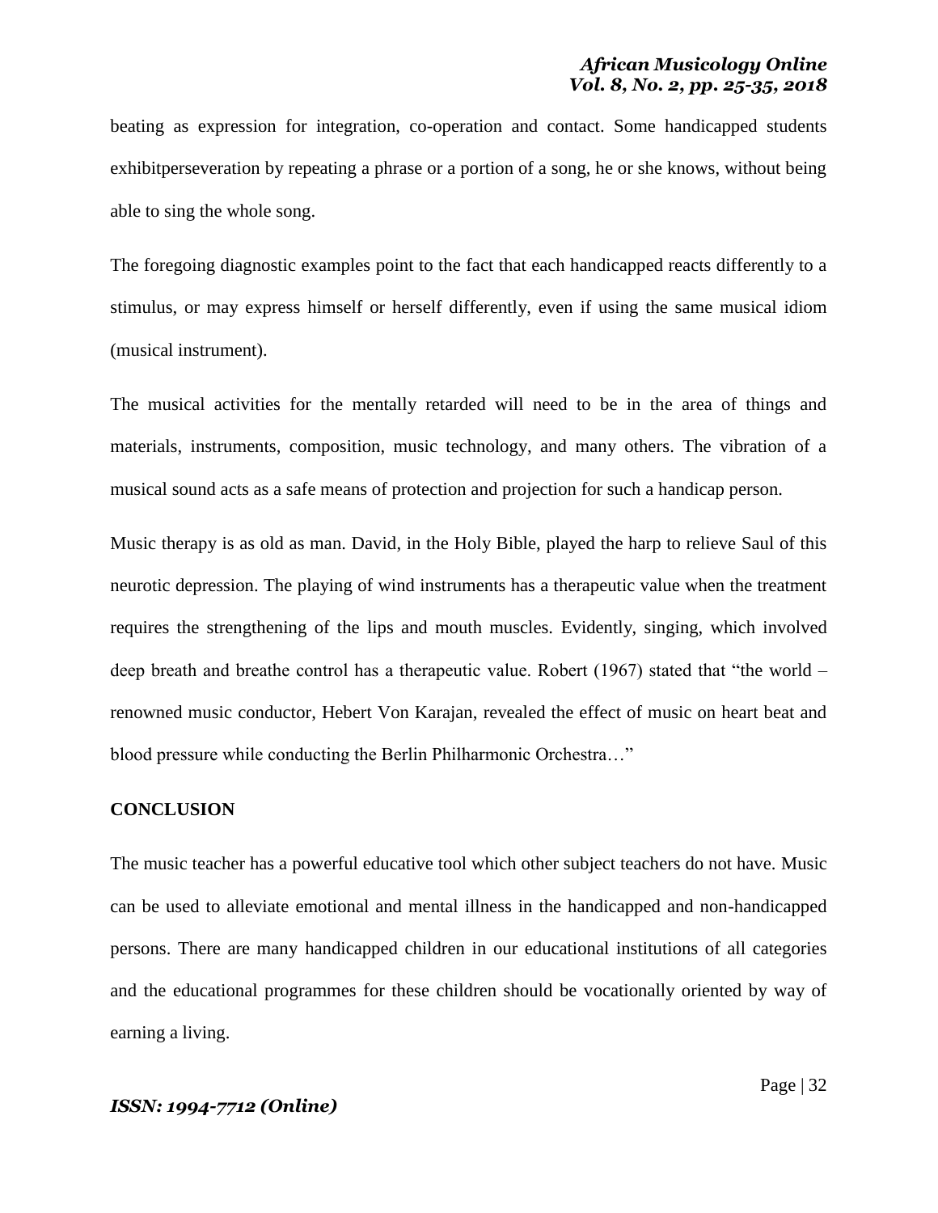beating as expression for integration, co-operation and contact. Some handicapped students exhibitperseveration by repeating a phrase or a portion of a song, he or she knows, without being able to sing the whole song.

The foregoing diagnostic examples point to the fact that each handicapped reacts differently to a stimulus, or may express himself or herself differently, even if using the same musical idiom (musical instrument).

The musical activities for the mentally retarded will need to be in the area of things and materials, instruments, composition, music technology, and many others. The vibration of a musical sound acts as a safe means of protection and projection for such a handicap person.

Music therapy is as old as man. David, in the Holy Bible, played the harp to relieve Saul of this neurotic depression. The playing of wind instruments has a therapeutic value when the treatment requires the strengthening of the lips and mouth muscles. Evidently, singing, which involved deep breath and breathe control has a therapeutic value. Robert (1967) stated that "the world – renowned music conductor, Hebert Von Karajan, revealed the effect of music on heart beat and blood pressure while conducting the Berlin Philharmonic Orchestra…"

## CONCLUSION

The music teacher has a powerful educative tool which other subject teachers do not have. Music can be used to alleviate emotional and mental illness in the handicapped and non-handicapped persons. There are many handicapped children in our educational institutions of all categories and the educational programmes for these children should be vocationally oriented by way of earning a living.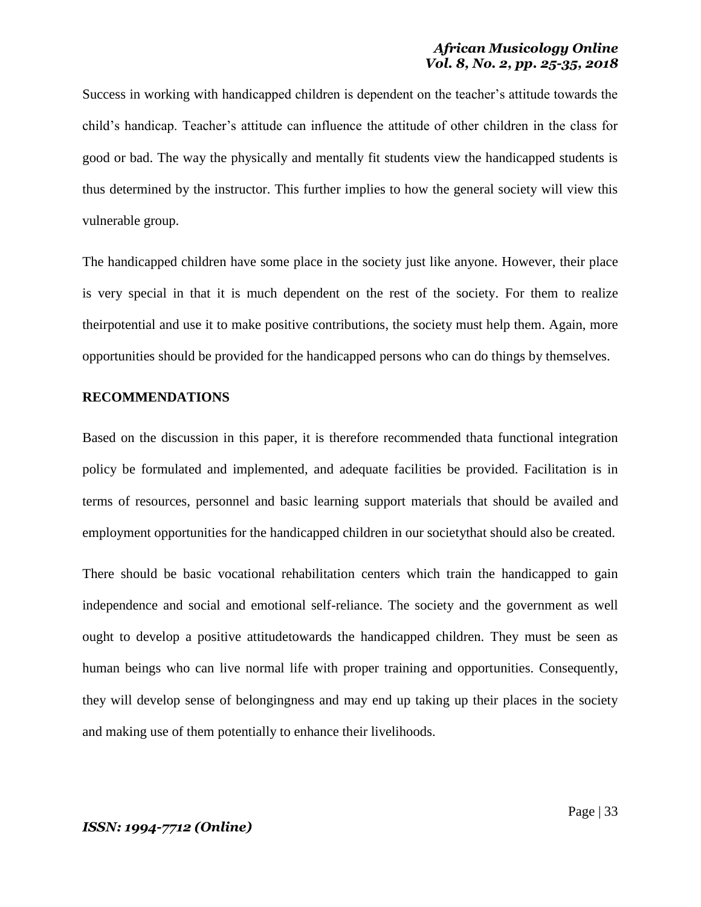Success in working with handicapped children is dependent on the teacher's attitude towards the child's handicap. Teacher's attitude can influence the attitude of other children in the class for good or bad. The way the physically and mentally fit students view the handicapped students is thus determined by the instructor. This further implies to how the general society will view this vulnerable group.

The handicapped children have some place in the society just like anyone. However, their place is very special in that it is much dependent on the rest of the society. For them to realize theirpotential and use it to make positive contributions, the society must help them. Again, more opportunities should be provided for the handicapped persons who can do things by themselves.

## RECOMMENDATIONS

Based on the discussion in this paper, it is therefore recommended thata functional integration policy be formulated and implemented, and adequate facilities be provided. Facilitation is in terms of resources, personnel and basic learning support materials that should be availed and employment opportunities for the handicapped children in our societythat should also be created.

There should be basic vocational rehabilitation centers which train the handicapped to gain independence and social and emotional self-reliance. The society and the government as well ought to develop a positive attitudetowards the handicapped children. They must be seen as human beings who can live normal life with proper training and opportunities. Consequently, they will develop sense of belongingness and may end up taking up their places in the society and making use of them potentially to enhance their livelihoods.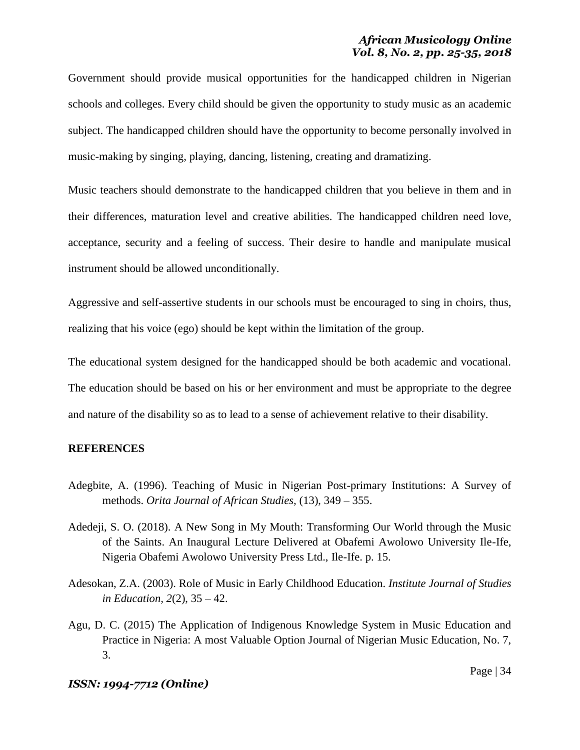Government should provide musical opportunities for the handicapped children in Nigerian schools and colleges. Every child should be given the opportunity to study music as an academic subject. The handicapped children should have the opportunity to become personally involved in music-making by singing, playing, dancing, listening, creating and dramatizing.

Music teachers should demonstrate to the handicapped children that you believe in them and in their differences, maturation level and creative abilities. The handicapped children need love, acceptance, security and a feeling of success. Their desire to handle and manipulate musical instrument should be allowed unconditionally.

Aggressive and self-assertive students in our schools must be encouraged to sing in choirs, thus, realizing that his voice (ego) should be kept within the limitation of the group.

The educational system designed for the handicapped should be both academic and vocational. The education should be based on his or her environment and must be appropriate to the degree and nature of the disability so as to lead to a sense of achievement relative to their disability.

## REFERENCES

Adegbite, A. (1996). Teaching of Music in Nigerian Post-primary Institutions: A Survey of methods. *Orita Journal of African Studies,* (13), 349 – 355.

Adedeji, S. O. (2018). A New Song in My Mouth: Transforming Our World through the Music of the Saints. An Inaugural Lecture Delivered at Obafemi Awolowo University Ile-Ife, Nigeria Obafemi Awolowo University Press Ltd., Ile-Ife. p. 15.

Adesokan, Z.A. (2003). Role of Music in Early Childhood Education. *Institute Journal of Studies in Education, 2*(2), 35 – 42.

Agu, D. C. (2015) The Application of Indigenous Knowledge System in Music Education and Practice in Nigeria: A most Valuable Option Journal of Nigerian Music Education, No. 7, 3.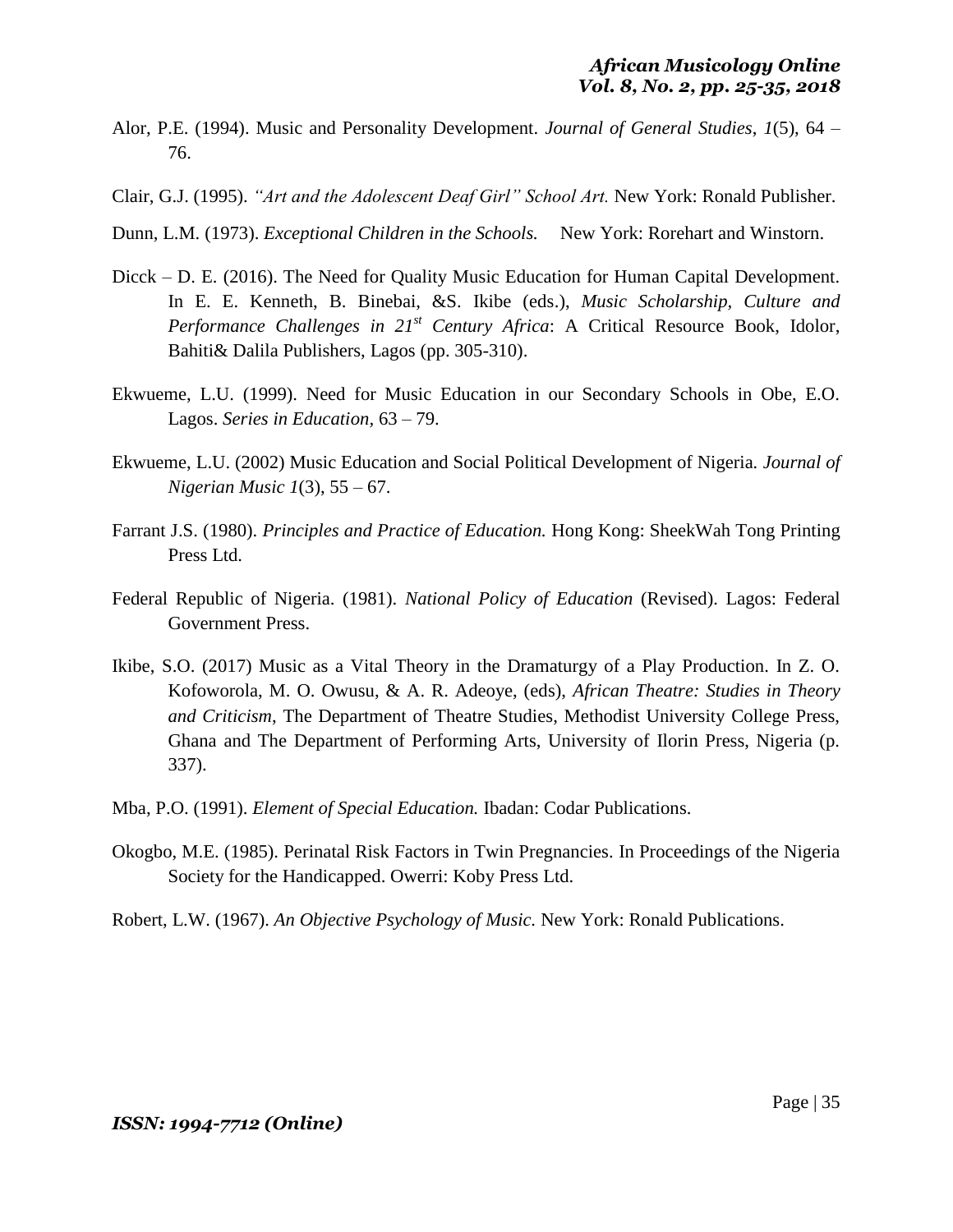Alor, P.E. (1994). Music and Personality Development. *Journal of General Studies*, *1*(5), 64 – 76.

Clair, G.J. (1995). *"Art and the Adolescent Deaf Girl" School Art.* New York: Ronald Publisher.

Dunn, L.M. (1973). *Exceptional Children in the Schools.* New York: Rorehart and Winstorn.

Dicck – D. E. (2016). The Need for Quality Music Education for Human Capital Development. In E. E. Kenneth, B. Binebai, &S. Ikibe (eds.), *Music Scholarship, Culture and Performance Challenges in 21st Century Africa*: A Critical Resource Book, Idolor, Bahiti& Dalila Publishers, Lagos (pp. 305-310).

Ekwueme, L.U. (1999). Need for Music Education in our Secondary Schools in Obe, E.O. Lagos. *Series in Education*, 63 – 79.

Ekwueme, L.U. (2002) Music Education and Social Political Development of Nigeria. *Journal of Nigerian Music 1*(3), 55 – 67.

Farrant J.S. (1980). *Principles and Practice of Education.* Hong Kong: SheekWah Tong Printing Press Ltd.

Federal Republic of Nigeria. (1981). *National Policy of Education* (Revised). Lagos: Federal Government Press.

Ikibe, S.O. (2017) Music as a Vital Theory in the Dramaturgy of a Play Production. In Z. O. Kofoworola, M. O. Owusu, & A. R. Adeoye, (eds), *African Theatre: Studies in Theory and Criticism*, The Department of Theatre Studies, Methodist University College Press, Ghana and The Department of Performing Arts, University of Ilorin Press, Nigeria (p. 337).

Mba, P.O. (1991). *Element of Special Education.* Ibadan: Codar Publications.

Okogbo, M.E. (1985). Perinatal Risk Factors in Twin Pregnancies. In Proceedings of the Nigeria Society for the Handicapped. Owerri: Koby Press Ltd.

Robert, L.W. (1967). *An Objective Psychology of Music.* New York: Ronald Publications.